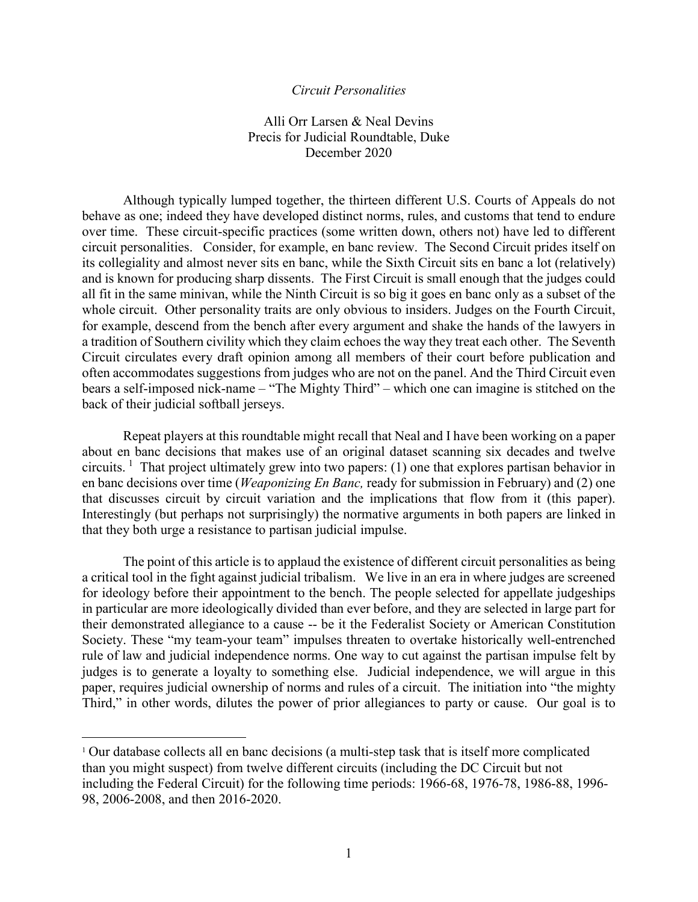*Circuit Personalities*

Alli Orr Larsen & Neal Devins
Precis for Judicial Roundtable, Duke
December 2020

Although typically lumped together, the thirteen different U.S. Courts of Appeals do not behave as one; indeed they have developed distinct norms, rules, and customs that tend to endure over time. These circuit-specific practices (some written down, others not) have led to different circuit personalities. Consider, for example, en banc review. The Second Circuit prides itself on its collegiality and almost never sits en banc, while the Sixth Circuit sits en banc a lot (relatively) and is known for producing sharp dissents. The First Circuit is small enough that the judges could all fit in the same minivan, while the Ninth Circuit is so big it goes en banc only as a subset of the whole circuit. Other personality traits are only obvious to insiders. Judges on the Fourth Circuit, for example, descend from the bench after every argument and shake the hands of the lawyers in a tradition of Southern civility which they claim echoes the way they treat each other. The Seventh Circuit circulates every draft opinion among all members of their court before publication and often accommodates suggestions from judges who are not on the panel. And the Third Circuit even bears a self-imposed nick-name – "The Mighty Third" – which one can imagine is stitched on the back of their judicial softball jerseys.

Repeat players at this roundtable might recall that Neal and I have been working on a paper about en banc decisions that makes use of an original dataset scanning six decades and twelve circuits. [1] That project ultimately grew into two papers: (1) one that explores partisan behavior in en banc decisions over time (*Weaponizing En Banc,* ready for submission in February) and (2) one that discusses circuit by circuit variation and the implications that flow from it (this paper). Interestingly (but perhaps not surprisingly) the normative arguments in both papers are linked in that they both urge a resistance to partisan judicial impulse.

The point of this article is to applaud the existence of different circuit personalities as being a critical tool in the fight against judicial tribalism. We live in an era in where judges are screened for ideology before their appointment to the bench. The people selected for appellate judgeships in particular are more ideologically divided than ever before, and they are selected in large part for their demonstrated allegiance to a cause -- be it the Federalist Society or American Constitution Society. These "my team-your team" impulses threaten to overtake historically well-entrenched rule of law and judicial independence norms. One way to cut against the partisan impulse felt by judges is to generate a loyalty to something else. Judicial independence, we will argue in this paper, requires judicial ownership of norms and rules of a circuit. The initiation into "the mighty Third," in other words, dilutes the power of prior allegiances to party or cause. Our goal is to

[1] Our database collects all en banc decisions (a multi-step task that is itself more complicated than you might suspect) from twelve different circuits (including the DC Circuit but not including the Federal Circuit) for the following time periods: 1966-68, 1976-78, 1986-88, 1996-98, 2006-2008, and then 2016-2020.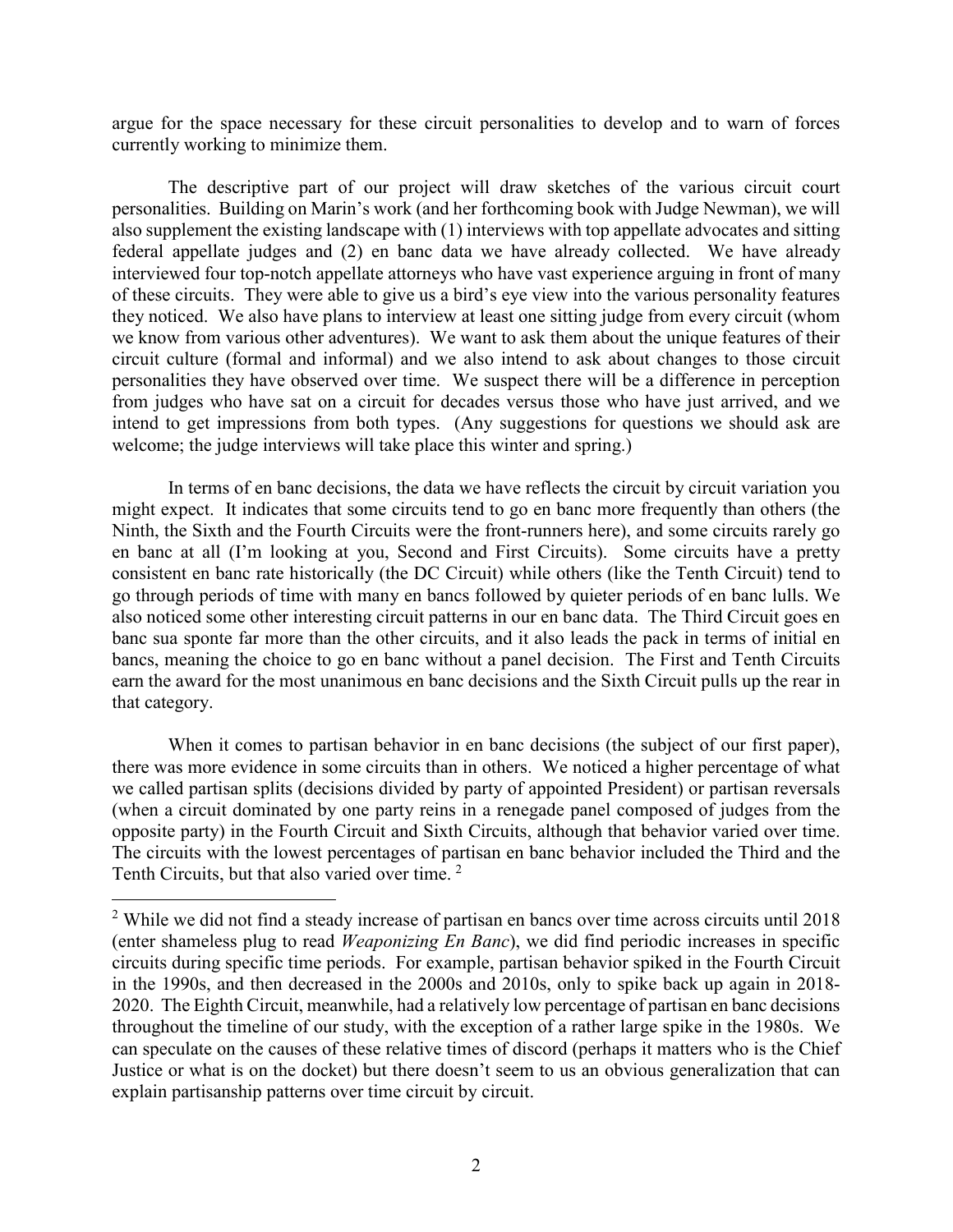argue for the space necessary for these circuit personalities to develop and to warn of forces currently working to minimize them.

The descriptive part of our project will draw sketches of the various circuit court personalities. Building on Marin's work (and her forthcoming book with Judge Newman), we will also supplement the existing landscape with (1) interviews with top appellate advocates and sitting federal appellate judges and (2) en banc data we have already collected. We have already interviewed four top-notch appellate attorneys who have vast experience arguing in front of many of these circuits. They were able to give us a bird's eye view into the various personality features they noticed. We also have plans to interview at least one sitting judge from every circuit (whom we know from various other adventures). We want to ask them about the unique features of their circuit culture (formal and informal) and we also intend to ask about changes to those circuit personalities they have observed over time. We suspect there will be a difference in perception from judges who have sat on a circuit for decades versus those who have just arrived, and we intend to get impressions from both types. (Any suggestions for questions we should ask are welcome; the judge interviews will take place this winter and spring.)

In terms of en banc decisions, the data we have reflects the circuit by circuit variation you might expect. It indicates that some circuits tend to go en banc more frequently than others (the Ninth, the Sixth and the Fourth Circuits were the front-runners here), and some circuits rarely go en banc at all (I'm looking at you, Second and First Circuits). Some circuits have a pretty consistent en banc rate historically (the DC Circuit) while others (like the Tenth Circuit) tend to go through periods of time with many en bancs followed by quieter periods of en banc lulls. We also noticed some other interesting circuit patterns in our en banc data. The Third Circuit goes en banc sua sponte far more than the other circuits, and it also leads the pack in terms of initial en bancs, meaning the choice to go en banc without a panel decision. The First and Tenth Circuits earn the award for the most unanimous en banc decisions and the Sixth Circuit pulls up the rear in that category.

When it comes to partisan behavior in en banc decisions (the subject of our first paper), there was more evidence in some circuits than in others. We noticed a higher percentage of what we called partisan splits (decisions divided by party of appointed President) or partisan reversals (when a circuit dominated by one party reins in a renegade panel composed of judges from the opposite party) in the Fourth Circuit and Sixth Circuits, although that behavior varied over time. The circuits with the lowest percentages of partisan en banc behavior included the Third and the Tenth Circuits, but that also varied over time. [2]

---

[2] While we did not find a steady increase of partisan en bancs over time across circuits until 2018 (enter shameless plug to read *Weaponizing En Banc*), we did find periodic increases in specific circuits during specific time periods. For example, partisan behavior spiked in the Fourth Circuit in the 1990s, and then decreased in the 2000s and 2010s, only to spike back up again in 2018-2020. The Eighth Circuit, meanwhile, had a relatively low percentage of partisan en banc decisions throughout the timeline of our study, with the exception of a rather large spike in the 1980s. We can speculate on the causes of these relative times of discord (perhaps it matters who is the Chief Justice or what is on the docket) but there doesn't seem to us an obvious generalization that can explain partisanship patterns over time circuit by circuit.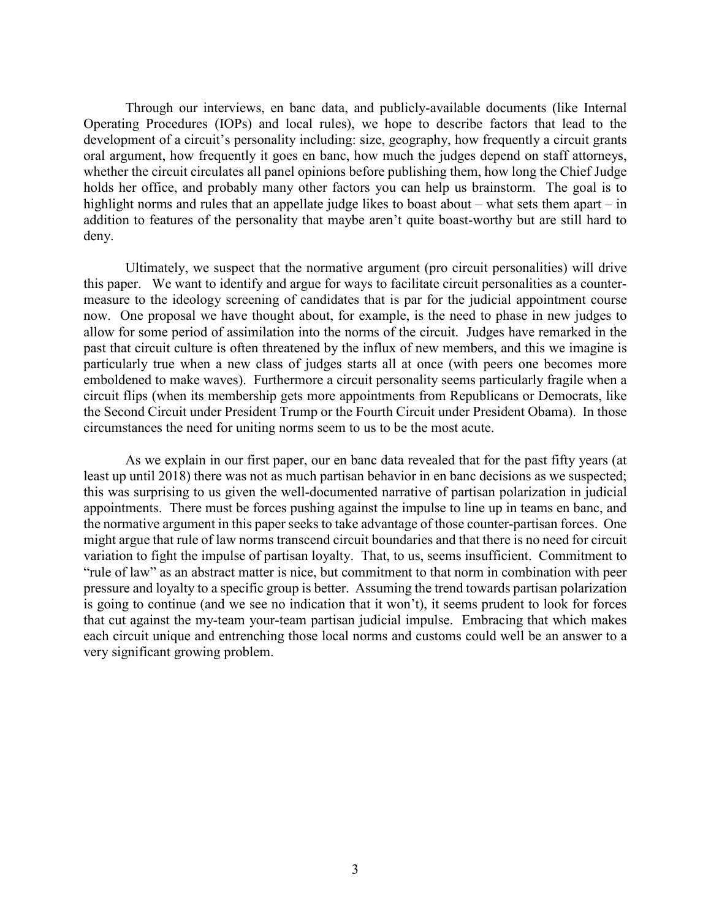Through our interviews, en banc data, and publicly-available documents (like Internal Operating Procedures (IOPs) and local rules), we hope to describe factors that lead to the development of a circuit's personality including: size, geography, how frequently a circuit grants oral argument, how frequently it goes en banc, how much the judges depend on staff attorneys, whether the circuit circulates all panel opinions before publishing them, how long the Chief Judge holds her office, and probably many other factors you can help us brainstorm. The goal is to highlight norms and rules that an appellate judge likes to boast about – what sets them apart – in addition to features of the personality that maybe aren't quite boast-worthy but are still hard to deny.

Ultimately, we suspect that the normative argument (pro circuit personalities) will drive this paper. We want to identify and argue for ways to facilitate circuit personalities as a counter-measure to the ideology screening of candidates that is par for the judicial appointment course now. One proposal we have thought about, for example, is the need to phase in new judges to allow for some period of assimilation into the norms of the circuit. Judges have remarked in the past that circuit culture is often threatened by the influx of new members, and this we imagine is particularly true when a new class of judges starts all at once (with peers one becomes more emboldened to make waves). Furthermore a circuit personality seems particularly fragile when a circuit flips (when its membership gets more appointments from Republicans or Democrats, like the Second Circuit under President Trump or the Fourth Circuit under President Obama). In those circumstances the need for uniting norms seem to us to be the most acute.

As we explain in our first paper, our en banc data revealed that for the past fifty years (at least up until 2018) there was not as much partisan behavior in en banc decisions as we suspected; this was surprising to us given the well-documented narrative of partisan polarization in judicial appointments. There must be forces pushing against the impulse to line up in teams en banc, and the normative argument in this paper seeks to take advantage of those counter-partisan forces. One might argue that rule of law norms transcend circuit boundaries and that there is no need for circuit variation to fight the impulse of partisan loyalty. That, to us, seems insufficient. Commitment to "rule of law" as an abstract matter is nice, but commitment to that norm in combination with peer pressure and loyalty to a specific group is better. Assuming the trend towards partisan polarization is going to continue (and we see no indication that it won't), it seems prudent to look for forces that cut against the my-team your-team partisan judicial impulse. Embracing that which makes each circuit unique and entrenching those local norms and customs could well be an answer to a very significant growing problem.